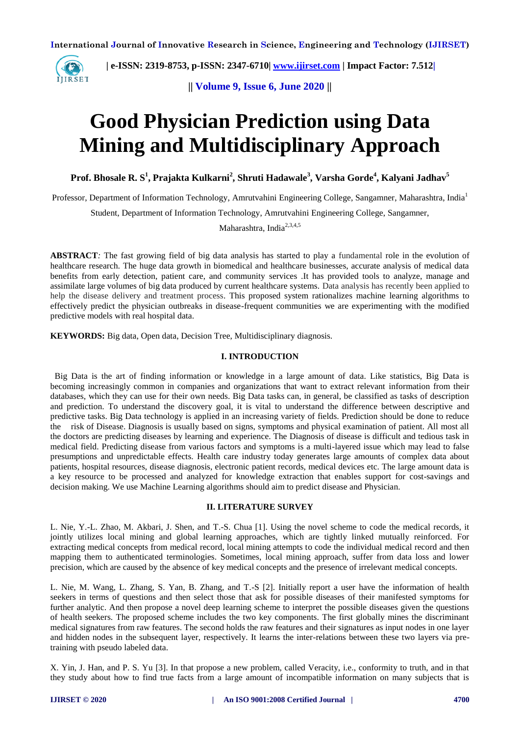# Good Physician Prediction using Data Mining and Multidisciplinary Approach

**Prof. Bhosale R. S[1], Prajakta Kulkarni[2], Shruti Hadawale[3], Varsha Gorde[4], Kalyani Jadhav[5]**

Professor, Department of Information Technology, Amrutvahini Engineering College, Sangamner, Maharashtra, India[1]

Student, Department of Information Technology, Amrutvahini Engineering College, Sangamner, Maharashtra, India[2,3,4,5]

**ABSTRACT**: The fast growing field of big data analysis has started to play a fundamental role in the evolution of healthcare research. The huge data growth in biomedical and healthcare businesses, accurate analysis of medical data benefits from early detection, patient care, and community services .It has provided tools to analyze, manage and assimilate large volumes of big data produced by current healthcare systems. Data analysis has recently been applied to help the disease delivery and treatment process. This proposed system rationalizes machine learning algorithms to effectively predict the physician outbreaks in disease-frequent communities we are experimenting with the modified predictive models with real hospital data.

**KEYWORDS:** Big data, Open data, Decision Tree, Multidisciplinary diagnosis.

## I. INTRODUCTION

Big Data is the art of finding information or knowledge in a large amount of data. Like statistics, Big Data is becoming increasingly common in companies and organizations that want to extract relevant information from their databases, which they can use for their own needs. Big Data tasks can, in general, be classified as tasks of description and prediction. To understand the discovery goal, it is vital to understand the difference between descriptive and predictive tasks. Big Data technology is applied in an increasing variety of fields. Prediction should be done to reduce the risk of Disease. Diagnosis is usually based on signs, symptoms and physical examination of patient. All most all the doctors are predicting diseases by learning and experience. The Diagnosis of disease is difficult and tedious task in medical field. Predicting disease from various factors and symptoms is a multi-layered issue which may lead to false presumptions and unpredictable effects. Health care industry today generates large amounts of complex data about patients, hospital resources, disease diagnosis, electronic patient records, medical devices etc. The large amount data is a key resource to be processed and analyzed for knowledge extraction that enables support for cost-savings and decision making. We use Machine Learning algorithms should aim to predict disease and Physician.

## II. LITERATURE SURVEY

L. Nie, Y.-L. Zhao, M. Akbari, J. Shen, and T.-S. Chua [1]. Using the novel scheme to code the medical records, it jointly utilizes local mining and global learning approaches, which are tightly linked mutually reinforced. For extracting medical concepts from medical record, local mining attempts to code the individual medical record and then mapping them to authenticated terminologies. Sometimes, local mining approach, suffer from data loss and lower precision, which are caused by the absence of key medical concepts and the presence of irrelevant medical concepts.

L. Nie, M. Wang, L. Zhang, S. Yan, B. Zhang, and T.-S [2]. Initially report a user have the information of health seekers in terms of questions and then select those that ask for possible diseases of their manifested symptoms for further analytic. And then propose a novel deep learning scheme to interpret the possible diseases given the questions of health seekers. The proposed scheme includes the two key components. The first globally mines the discriminant medical signatures from raw features. The second holds the raw features and their signatures as input nodes in one layer and hidden nodes in the subsequent layer, respectively. It learns the inter-relations between these two layers via pre-training with pseudo labeled data.

X. Yin, J. Han, and P. S. Yu [3]. In that propose a new problem, called Veracity, i.e., conformity to truth, and in that they study about how to find true facts from a large amount of incompatible information on many subjects that is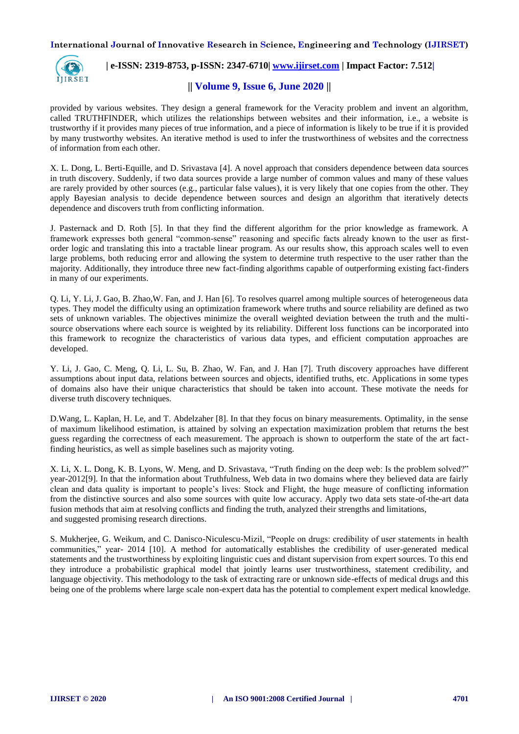provided by various websites. They design a general framework for the Veracity problem and invent an algorithm, called TRUTHFINDER, which utilizes the relationships between websites and their information, i.e., a website is trustworthy if it provides many pieces of true information, and a piece of information is likely to be true if it is provided by many trustworthy websites. An iterative method is used to infer the trustworthiness of websites and the correctness of information from each other.

X. L. Dong, L. Berti-Equille, and D. Srivastava [4]. A novel approach that considers dependence between data sources in truth discovery. Suddenly, if two data sources provide a large number of common values and many of these values are rarely provided by other sources (e.g., particular false values), it is very likely that one copies from the other. They apply Bayesian analysis to decide dependence between sources and design an algorithm that iteratively detects dependence and discovers truth from conflicting information.

J. Pasternack and D. Roth [5]. In that they find the different algorithm for the prior knowledge as framework. A framework expresses both general "common-sense" reasoning and specific facts already known to the user as first-order logic and translating this into a tractable linear program. As our results show, this approach scales well to even large problems, both reducing error and allowing the system to determine truth respective to the user rather than the majority. Additionally, they introduce three new fact-finding algorithms capable of outperforming existing fact-finders in many of our experiments.

Q. Li, Y. Li, J. Gao, B. Zhao,W. Fan, and J. Han [6]. To resolves quarrel among multiple sources of heterogeneous data types. They model the difficulty using an optimization framework where truths and source reliability are defined as two sets of unknown variables. The objectives minimize the overall weighted deviation between the truth and the multi-source observations where each source is weighted by its reliability. Different loss functions can be incorporated into this framework to recognize the characteristics of various data types, and efficient computation approaches are developed.

Y. Li, J. Gao, C. Meng, Q. Li, L. Su, B. Zhao, W. Fan, and J. Han [7]. Truth discovery approaches have different assumptions about input data, relations between sources and objects, identified truths, etc. Applications in some types of domains also have their unique characteristics that should be taken into account. These motivate the needs for diverse truth discovery techniques.

D.Wang, L. Kaplan, H. Le, and T. Abdelzaher [8]. In that they focus on binary measurements. Optimality, in the sense of maximum likelihood estimation, is attained by solving an expectation maximization problem that returns the best guess regarding the correctness of each measurement. The approach is shown to outperform the state of the art fact-finding heuristics, as well as simple baselines such as majority voting.

X. Li, X. L. Dong, K. B. Lyons, W. Meng, and D. Srivastava, "Truth finding on the deep web: Is the problem solved?" year-2012[9]. In that the information about Truthfulness, Web data in two domains where they believed data are fairly clean and data quality is important to people's lives: Stock and Flight, the huge measure of conflicting information from the distinctive sources and also some sources with quite low accuracy. Apply two data sets state-of-the-art data fusion methods that aim at resolving conflicts and finding the truth, analyzed their strengths and limitations, and suggested promising research directions.

S. Mukherjee, G. Weikum, and C. Danisco-Niculescu-Mizil, "People on drugs: credibility of user statements in health communities," year- 2014 [10]. A method for automatically establishes the credibility of user-generated medical statements and the trustworthiness by exploiting linguistic cues and distant supervision from expert sources. To this end they introduce a probabilistic graphical model that jointly learns user trustworthiness, statement credibility, and language objectivity. This methodology to the task of extracting rare or unknown side-effects of medical drugs and this being one of the problems where large scale non-expert data has the potential to complement expert medical knowledge.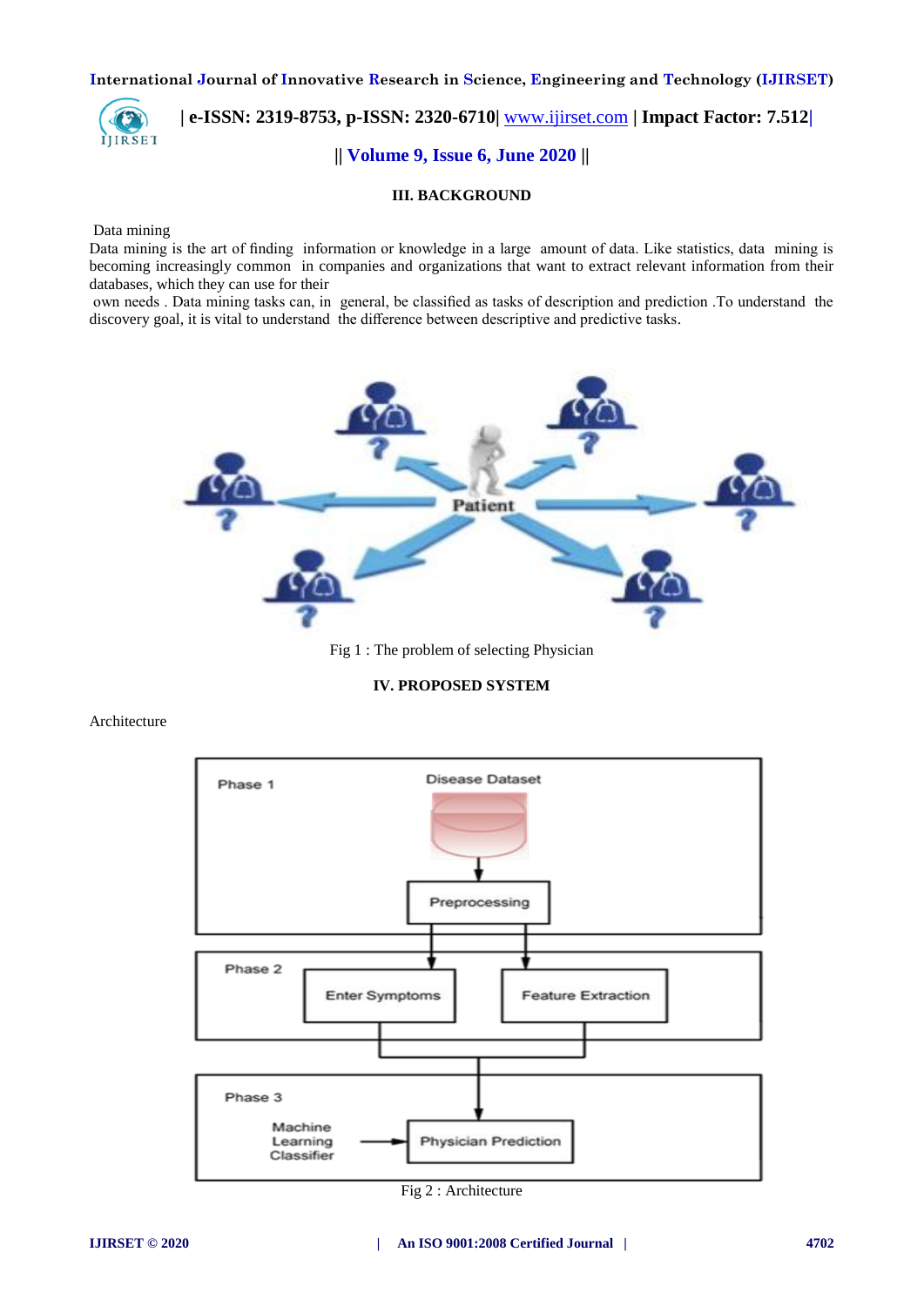## III. BACKGROUND

Data mining

Data mining is the art of finding information or knowledge in a large amount of data. Like statistics, data mining is becoming increasingly common in companies and organizations that want to extract relevant information from their databases, which they can use for their own needs . Data mining tasks can, in general, be classified as tasks of description and prediction .To understand the discovery goal, it is vital to understand the difference between descriptive and predictive tasks.

Fig 1 : The problem of selecting Physician

## IV. PROPOSED SYSTEM

Architecture

Fig 2 : Architecture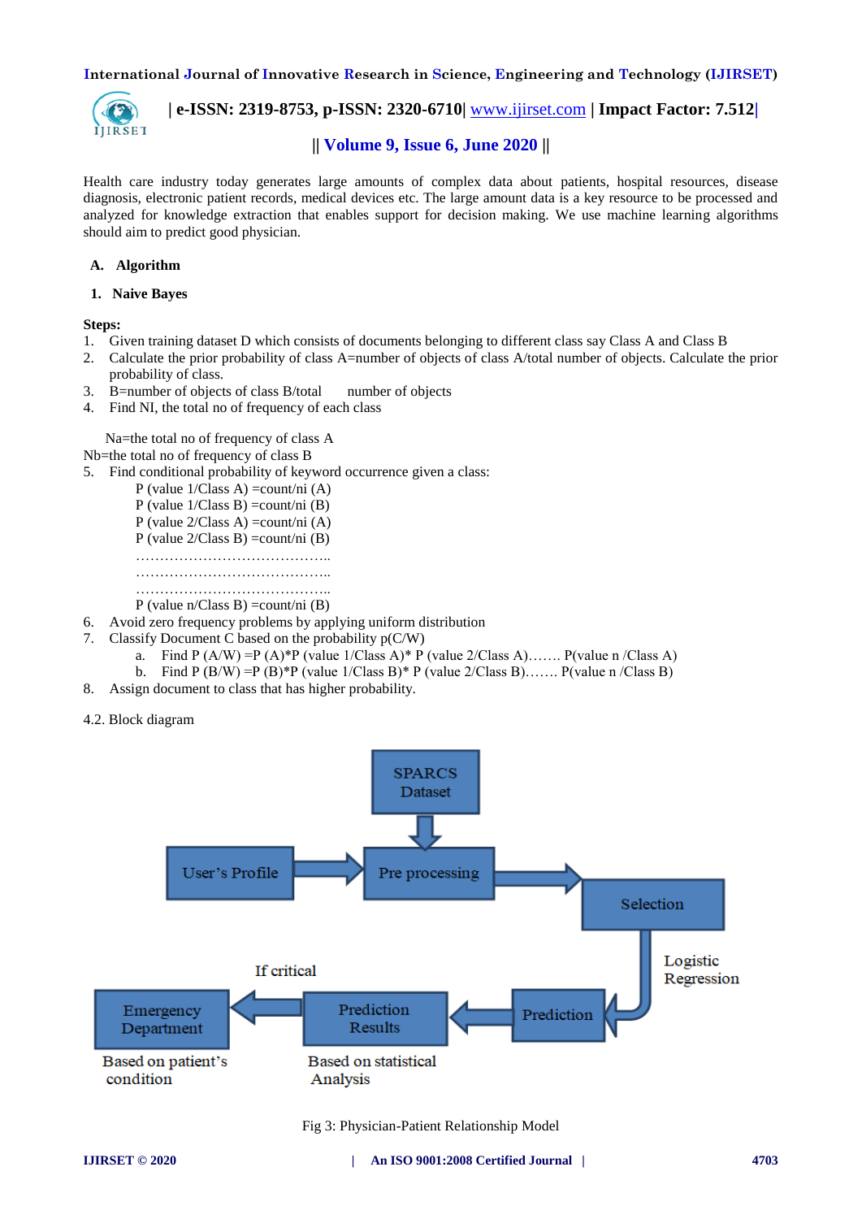Health care industry today generates large amounts of complex data about patients, hospital resources, disease diagnosis, electronic patient records, medical devices etc. The large amount data is a key resource to be processed and analyzed for knowledge extraction that enables support for decision making. We use machine learning algorithms should aim to predict good physician.

### A. Algorithm

#### 1. Naive Bayes

**Steps:**

1. Given training dataset D which consists of documents belonging to different class say Class A and Class B
2. Calculate the prior probability of class A=number of objects of class A/total number of objects. Calculate the prior probability of class.
3. B=number of objects of class B/total number of objects
4. Find NI, the total no of frequency of each class

Na=the total no of frequency of class A

Nb=the total no of frequency of class B

5. Find conditional probability of keyword occurrence given a class:

   P (value 1/Class A) =count/ni (A)
   P (value 1/Class B) =count/ni (B)
   P (value 2/Class A) =count/ni (A)
   P (value 2/Class B) =count/ni (B)
   …………………………………..
   …………………………………..
   …………………………………..
   P (value n/Class B) =count/ni (B)

6. Avoid zero frequency problems by applying uniform distribution
7. Classify Document C based on the probability p(C/W)
   a. Find P (A/W) =P (A)*P (value 1/Class A)* P (value 2/Class A)……. P(value n /Class A)
   b. Find P (B/W) =P (B)*P (value 1/Class B)* P (value 2/Class B)……. P(value n /Class B)
8. Assign document to class that has higher probability.

4.2. Block diagram

SPARCS Dataset → Pre processing; User's Profile → Pre processing → Selection → (Logistic Regression) → Prediction → Prediction Results (Based on statistical Analysis) → (If critical) → Emergency Department (Based on patient's condition)

Fig 3: Physician-Patient Relationship Model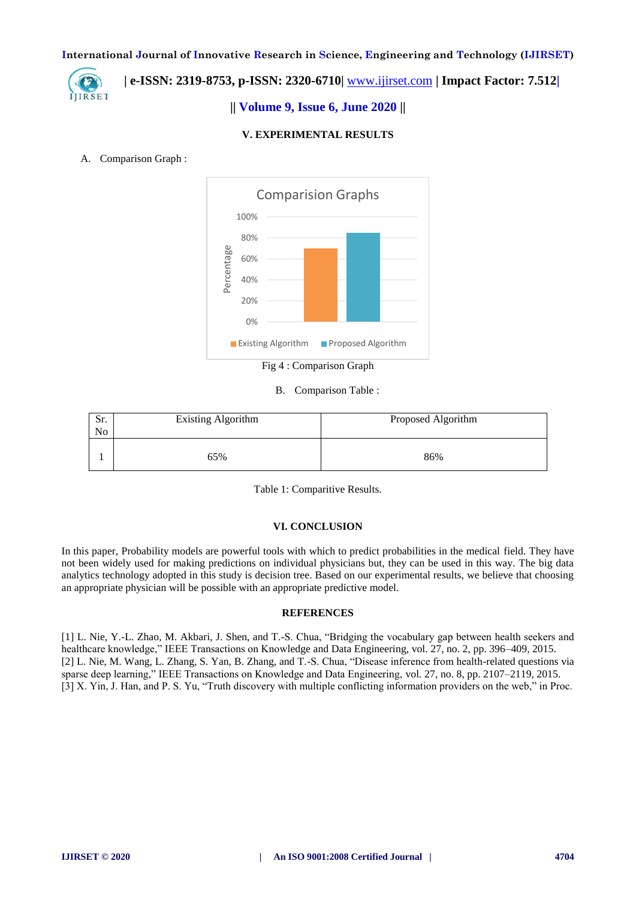## V. EXPERIMENTAL RESULTS

A. Comparison Graph :

Comparision Graphs

100%
80%
60%
40%
20%
0%

Percentage

Existing Algorithm
Proposed Algorithm

Fig 4 : Comparison Graph

B. Comparison Table :

| Sr. No | Existing Algorithm | Proposed Algorithm |
|---|---|---|
| 1 | 65% | 86% |

Table 1: Comparitive Results.

## VI. CONCLUSION

In this paper, Probability models are powerful tools with which to predict probabilities in the medical field. They have not been widely used for making predictions on individual physicians but, they can be used in this way. The big data analytics technology adopted in this study is decision tree. Based on our experimental results, we believe that choosing an appropriate physician will be possible with an appropriate predictive model.

## REFERENCES

[1] L. Nie, Y.-L. Zhao, M. Akbari, J. Shen, and T.-S. Chua, "Bridging the vocabulary gap between health seekers and healthcare knowledge," IEEE Transactions on Knowledge and Data Engineering, vol. 27, no. 2, pp. 396–409, 2015.
[2] L. Nie, M. Wang, L. Zhang, S. Yan, B. Zhang, and T.-S. Chua, "Disease inference from health-related questions via sparse deep learning," IEEE Transactions on Knowledge and Data Engineering, vol. 27, no. 8, pp. 2107–2119, 2015.
[3] X. Yin, J. Han, and P. S. Yu, "Truth discovery with multiple conflicting information providers on the web," in Proc.